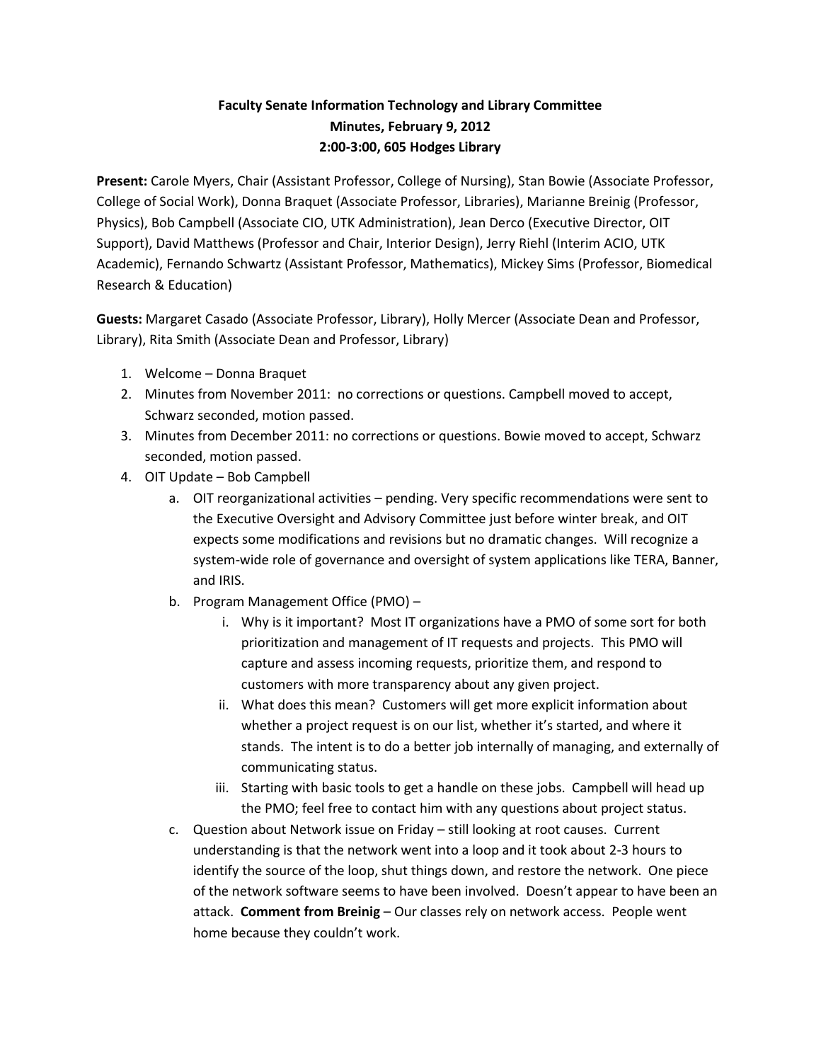**Faculty Senate Information Technology and Library Committee**
**Minutes, February 9, 2012**
**2:00-3:00, 605 Hodges Library**

**Present:** Carole Myers, Chair (Assistant Professor, College of Nursing), Stan Bowie (Associate Professor, College of Social Work), Donna Braquet (Associate Professor, Libraries), Marianne Breinig (Professor, Physics), Bob Campbell (Associate CIO, UTK Administration), Jean Derco (Executive Director, OIT Support), David Matthews (Professor and Chair, Interior Design), Jerry Riehl (Interim ACIO, UTK Academic), Fernando Schwartz (Assistant Professor, Mathematics), Mickey Sims (Professor, Biomedical Research & Education)

**Guests:** Margaret Casado (Associate Professor, Library), Holly Mercer (Associate Dean and Professor, Library), Rita Smith (Associate Dean and Professor, Library)

1. Welcome – Donna Braquet
2. Minutes from November 2011: no corrections or questions. Campbell moved to accept, Schwarz seconded, motion passed.
3. Minutes from December 2011: no corrections or questions. Bowie moved to accept, Schwarz seconded, motion passed.
4. OIT Update – Bob Campbell
   a. OIT reorganizational activities – pending. Very specific recommendations were sent to the Executive Oversight and Advisory Committee just before winter break, and OIT expects some modifications and revisions but no dramatic changes. Will recognize a system-wide role of governance and oversight of system applications like TERA, Banner, and IRIS.
   b. Program Management Office (PMO) –
      i. Why is it important? Most IT organizations have a PMO of some sort for both prioritization and management of IT requests and projects. This PMO will capture and assess incoming requests, prioritize them, and respond to customers with more transparency about any given project.
      ii. What does this mean? Customers will get more explicit information about whether a project request is on our list, whether it's started, and where it stands. The intent is to do a better job internally of managing, and externally of communicating status.
      iii. Starting with basic tools to get a handle on these jobs. Campbell will head up the PMO; feel free to contact him with any questions about project status.
   c. Question about Network issue on Friday – still looking at root causes. Current understanding is that the network went into a loop and it took about 2-3 hours to identify the source of the loop, shut things down, and restore the network. One piece of the network software seems to have been involved. Doesn't appear to have been an attack. **Comment from Breinig** – Our classes rely on network access. People went home because they couldn't work.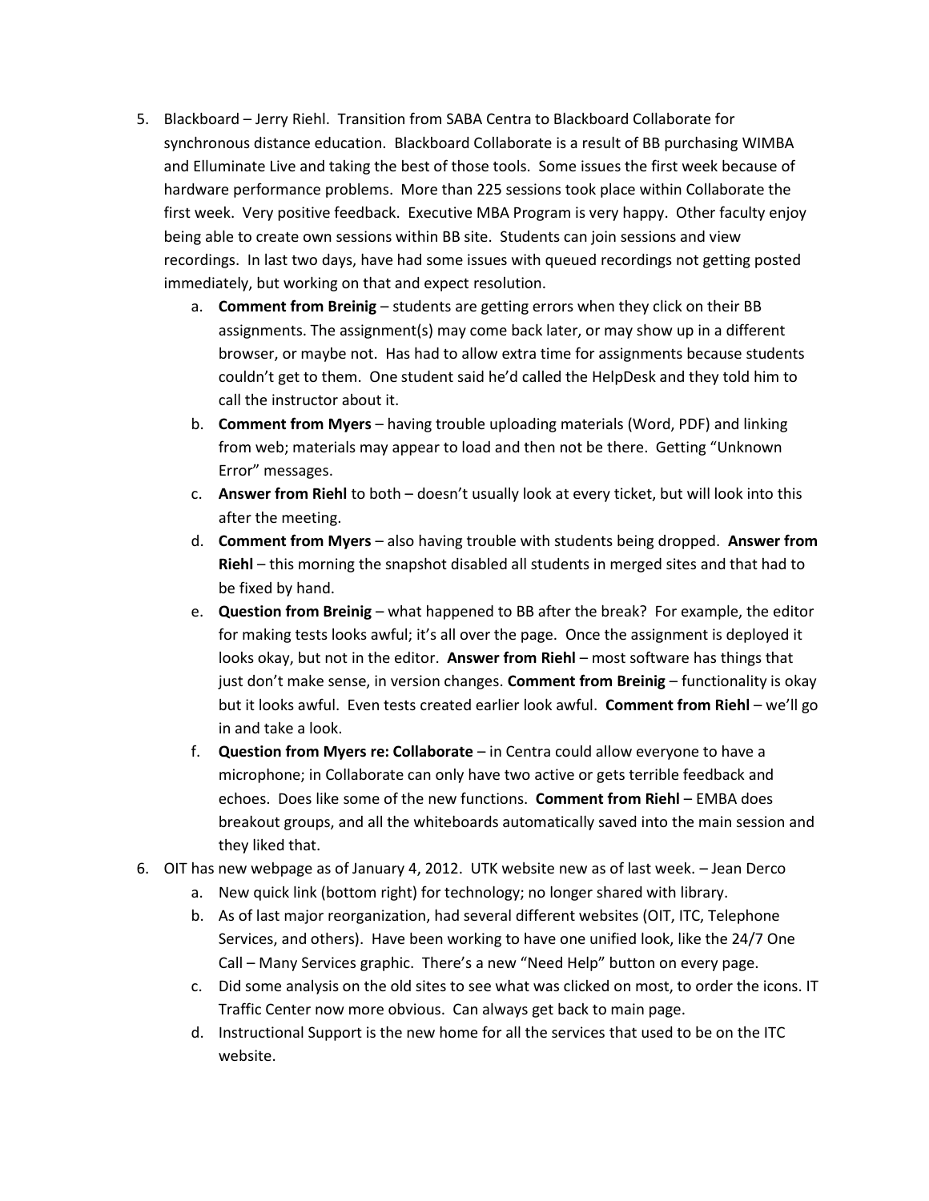5. Blackboard – Jerry Riehl. Transition from SABA Centra to Blackboard Collaborate for synchronous distance education. Blackboard Collaborate is a result of BB purchasing WIMBA and Elluminate Live and taking the best of those tools. Some issues the first week because of hardware performance problems. More than 225 sessions took place within Collaborate the first week. Very positive feedback. Executive MBA Program is very happy. Other faculty enjoy being able to create own sessions within BB site. Students can join sessions and view recordings. In last two days, have had some issues with queued recordings not getting posted immediately, but working on that and expect resolution.
    a. **Comment from Breinig** – students are getting errors when they click on their BB assignments. The assignment(s) may come back later, or may show up in a different browser, or maybe not. Has had to allow extra time for assignments because students couldn't get to them. One student said he'd called the HelpDesk and they told him to call the instructor about it.
    b. **Comment from Myers** – having trouble uploading materials (Word, PDF) and linking from web; materials may appear to load and then not be there. Getting "Unknown Error" messages.
    c. **Answer from Riehl** to both – doesn't usually look at every ticket, but will look into this after the meeting.
    d. **Comment from Myers** – also having trouble with students being dropped. **Answer from Riehl** – this morning the snapshot disabled all students in merged sites and that had to be fixed by hand.
    e. **Question from Breinig** – what happened to BB after the break? For example, the editor for making tests looks awful; it's all over the page. Once the assignment is deployed it looks okay, but not in the editor. **Answer from Riehl** – most software has things that just don't make sense, in version changes. **Comment from Breinig** – functionality is okay but it looks awful. Even tests created earlier look awful. **Comment from Riehl** – we'll go in and take a look.
    f. **Question from Myers re: Collaborate** – in Centra could allow everyone to have a microphone; in Collaborate can only have two active or gets terrible feedback and echoes. Does like some of the new functions. **Comment from Riehl** – EMBA does breakout groups, and all the whiteboards automatically saved into the main session and they liked that.
6. OIT has new webpage as of January 4, 2012. UTK website new as of last week. – Jean Derco
    a. New quick link (bottom right) for technology; no longer shared with library.
    b. As of last major reorganization, had several different websites (OIT, ITC, Telephone Services, and others). Have been working to have one unified look, like the 24/7 One Call – Many Services graphic. There's a new "Need Help" button on every page.
    c. Did some analysis on the old sites to see what was clicked on most, to order the icons. IT Traffic Center now more obvious. Can always get back to main page.
    d. Instructional Support is the new home for all the services that used to be on the ITC website.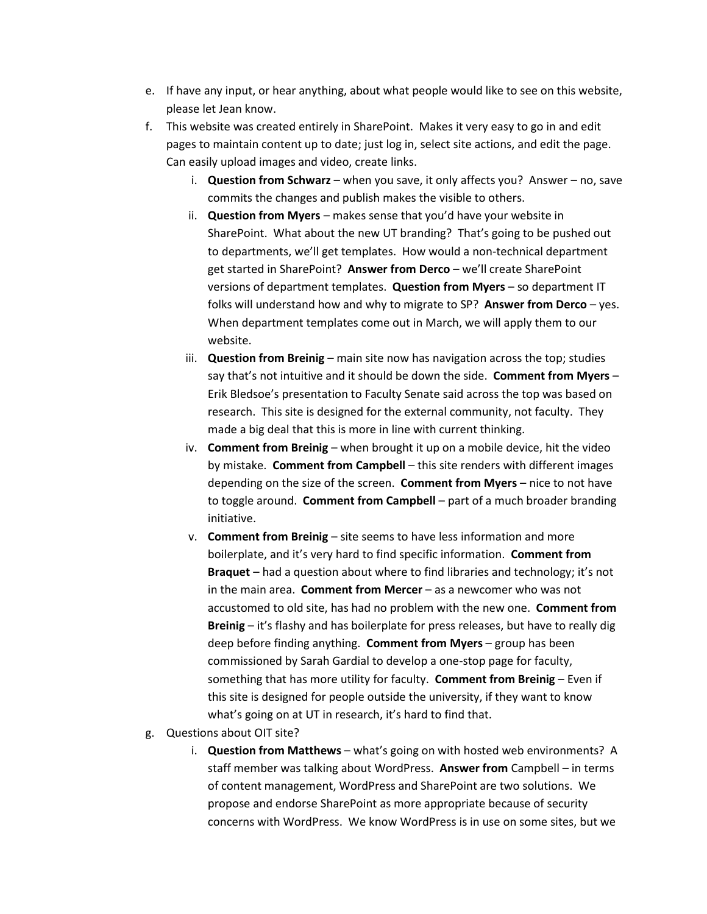e. If have any input, or hear anything, about what people would like to see on this website, please let Jean know.

f. This website was created entirely in SharePoint. Makes it very easy to go in and edit pages to maintain content up to date; just log in, select site actions, and edit the page. Can easily upload images and video, create links.

   i. **Question from Schwarz** – when you save, it only affects you? Answer – no, save commits the changes and publish makes the visible to others.

   ii. **Question from Myers** – makes sense that you'd have your website in SharePoint. What about the new UT branding? That's going to be pushed out to departments, we'll get templates. How would a non-technical department get started in SharePoint? **Answer from Derco** – we'll create SharePoint versions of department templates. **Question from Myers** – so department IT folks will understand how and why to migrate to SP? **Answer from Derco** – yes. When department templates come out in March, we will apply them to our website.

   iii. **Question from Breinig** – main site now has navigation across the top; studies say that's not intuitive and it should be down the side. **Comment from Myers** – Erik Bledsoe's presentation to Faculty Senate said across the top was based on research. This site is designed for the external community, not faculty. They made a big deal that this is more in line with current thinking.

   iv. **Comment from Breinig** – when brought it up on a mobile device, hit the video by mistake. **Comment from Campbell** – this site renders with different images depending on the size of the screen. **Comment from Myers** – nice to not have to toggle around. **Comment from Campbell** – part of a much broader branding initiative.

   v. **Comment from Breinig** – site seems to have less information and more boilerplate, and it's very hard to find specific information. **Comment from Braquet** – had a question about where to find libraries and technology; it's not in the main area. **Comment from Mercer** – as a newcomer who was not accustomed to old site, has had no problem with the new one. **Comment from Breinig** – it's flashy and has boilerplate for press releases, but have to really dig deep before finding anything. **Comment from Myers** – group has been commissioned by Sarah Gardial to develop a one-stop page for faculty, something that has more utility for faculty. **Comment from Breinig** – Even if this site is designed for people outside the university, if they want to know what's going on at UT in research, it's hard to find that.

g. Questions about OIT site?

   i. **Question from Matthews** – what's going on with hosted web environments? A staff member was talking about WordPress. **Answer from** Campbell – in terms of content management, WordPress and SharePoint are two solutions. We propose and endorse SharePoint as more appropriate because of security concerns with WordPress. We know WordPress is in use on some sites, but we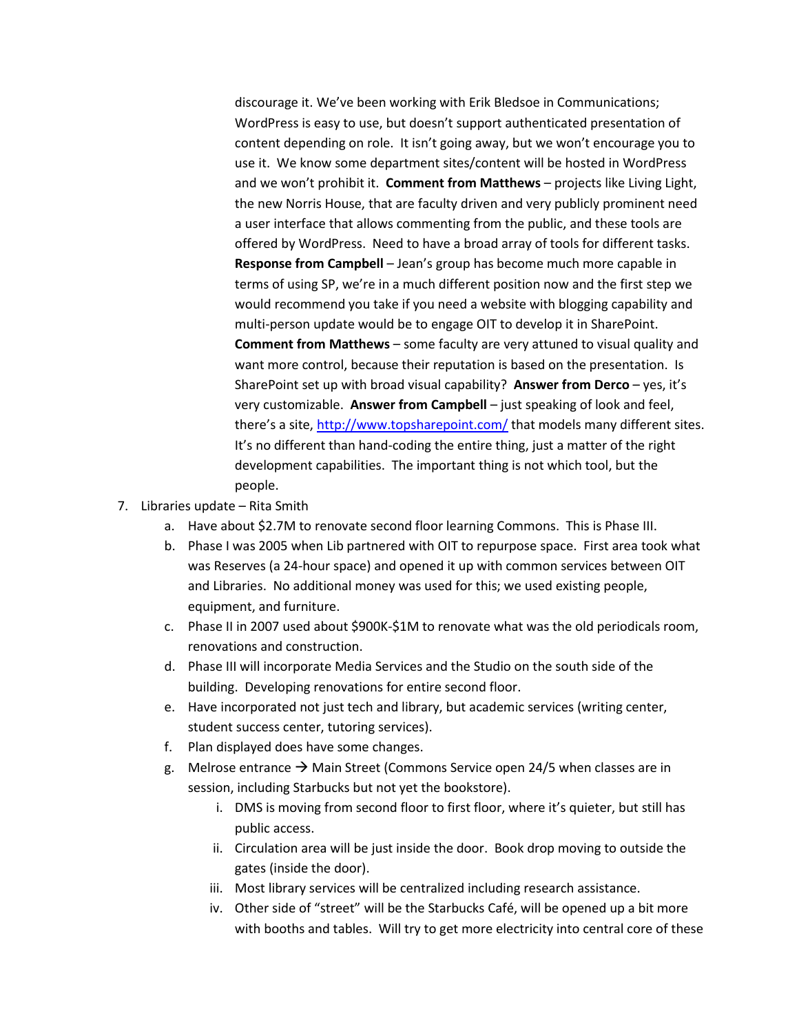discourage it. We've been working with Erik Bledsoe in Communications; WordPress is easy to use, but doesn't support authenticated presentation of content depending on role. It isn't going away, but we won't encourage you to use it. We know some department sites/content will be hosted in WordPress and we won't prohibit it. **Comment from Matthews** – projects like Living Light, the new Norris House, that are faculty driven and very publicly prominent need a user interface that allows commenting from the public, and these tools are offered by WordPress. Need to have a broad array of tools for different tasks. **Response from Campbell** – Jean's group has become much more capable in terms of using SP, we're in a much different position now and the first step we would recommend you take if you need a website with blogging capability and multi-person update would be to engage OIT to develop it in SharePoint. **Comment from Matthews** – some faculty are very attuned to visual quality and want more control, because their reputation is based on the presentation. Is SharePoint set up with broad visual capability? **Answer from Derco** – yes, it's very customizable. **Answer from Campbell** – just speaking of look and feel, there's a site, http://www.topsharepoint.com/ that models many different sites. It's no different than hand-coding the entire thing, just a matter of the right development capabilities. The important thing is not which tool, but the people.

7. Libraries update – Rita Smith
    a. Have about $2.7M to renovate second floor learning Commons. This is Phase III.
    b. Phase I was 2005 when Lib partnered with OIT to repurpose space. First area took what was Reserves (a 24-hour space) and opened it up with common services between OIT and Libraries. No additional money was used for this; we used existing people, equipment, and furniture.
    c. Phase II in 2007 used about $900K-$1M to renovate what was the old periodicals room, renovations and construction.
    d. Phase III will incorporate Media Services and the Studio on the south side of the building. Developing renovations for entire second floor.
    e. Have incorporated not just tech and library, but academic services (writing center, student success center, tutoring services).
    f. Plan displayed does have some changes.
    g. Melrose entrance → Main Street (Commons Service open 24/5 when classes are in session, including Starbucks but not yet the bookstore).
        i. DMS is moving from second floor to first floor, where it's quieter, but still has public access.
        ii. Circulation area will be just inside the door. Book drop moving to outside the gates (inside the door).
        iii. Most library services will be centralized including research assistance.
        iv. Other side of "street" will be the Starbucks Café, will be opened up a bit more with booths and tables. Will try to get more electricity into central core of these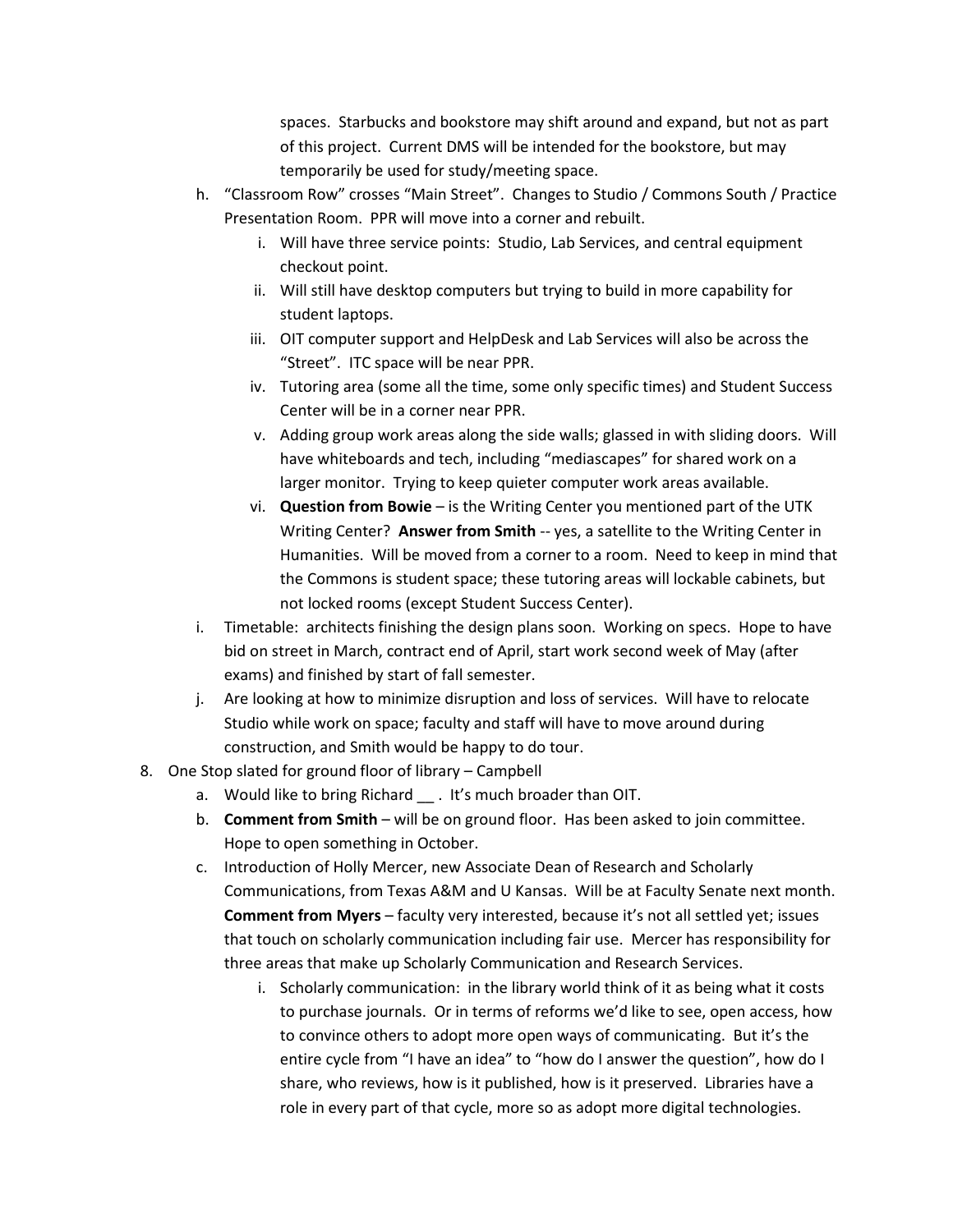spaces. Starbucks and bookstore may shift around and expand, but not as part of this project. Current DMS will be intended for the bookstore, but may temporarily be used for study/meeting space.

h. "Classroom Row" crosses "Main Street". Changes to Studio / Commons South / Practice Presentation Room. PPR will move into a corner and rebuilt.
    i. Will have three service points: Studio, Lab Services, and central equipment checkout point.
    ii. Will still have desktop computers but trying to build in more capability for student laptops.
    iii. OIT computer support and HelpDesk and Lab Services will also be across the "Street". ITC space will be near PPR.
    iv. Tutoring area (some all the time, some only specific times) and Student Success Center will be in a corner near PPR.
    v. Adding group work areas along the side walls; glassed in with sliding doors. Will have whiteboards and tech, including "mediascapes" for shared work on a larger monitor. Trying to keep quieter computer work areas available.
    vi. **Question from Bowie** – is the Writing Center you mentioned part of the UTK Writing Center? **Answer from Smith** -- yes, a satellite to the Writing Center in Humanities. Will be moved from a corner to a room. Need to keep in mind that the Commons is student space; these tutoring areas will lockable cabinets, but not locked rooms (except Student Success Center).

i. Timetable: architects finishing the design plans soon. Working on specs. Hope to have bid on street in March, contract end of April, start work second week of May (after exams) and finished by start of fall semester.

j. Are looking at how to minimize disruption and loss of services. Will have to relocate Studio while work on space; faculty and staff will have to move around during construction, and Smith would be happy to do tour.

8. One Stop slated for ground floor of library – Campbell
    a. Would like to bring Richard __ . It's much broader than OIT.
    b. **Comment from Smith** – will be on ground floor. Has been asked to join committee. Hope to open something in October.
    c. Introduction of Holly Mercer, new Associate Dean of Research and Scholarly Communications, from Texas A&M and U Kansas. Will be at Faculty Senate next month. **Comment from Myers** – faculty very interested, because it's not all settled yet; issues that touch on scholarly communication including fair use. Mercer has responsibility for three areas that make up Scholarly Communication and Research Services.
        i. Scholarly communication: in the library world think of it as being what it costs to purchase journals. Or in terms of reforms we'd like to see, open access, how to convince others to adopt more open ways of communicating. But it's the entire cycle from "I have an idea" to "how do I answer the question", how do I share, who reviews, how is it published, how is it preserved. Libraries have a role in every part of that cycle, more so as adopt more digital technologies.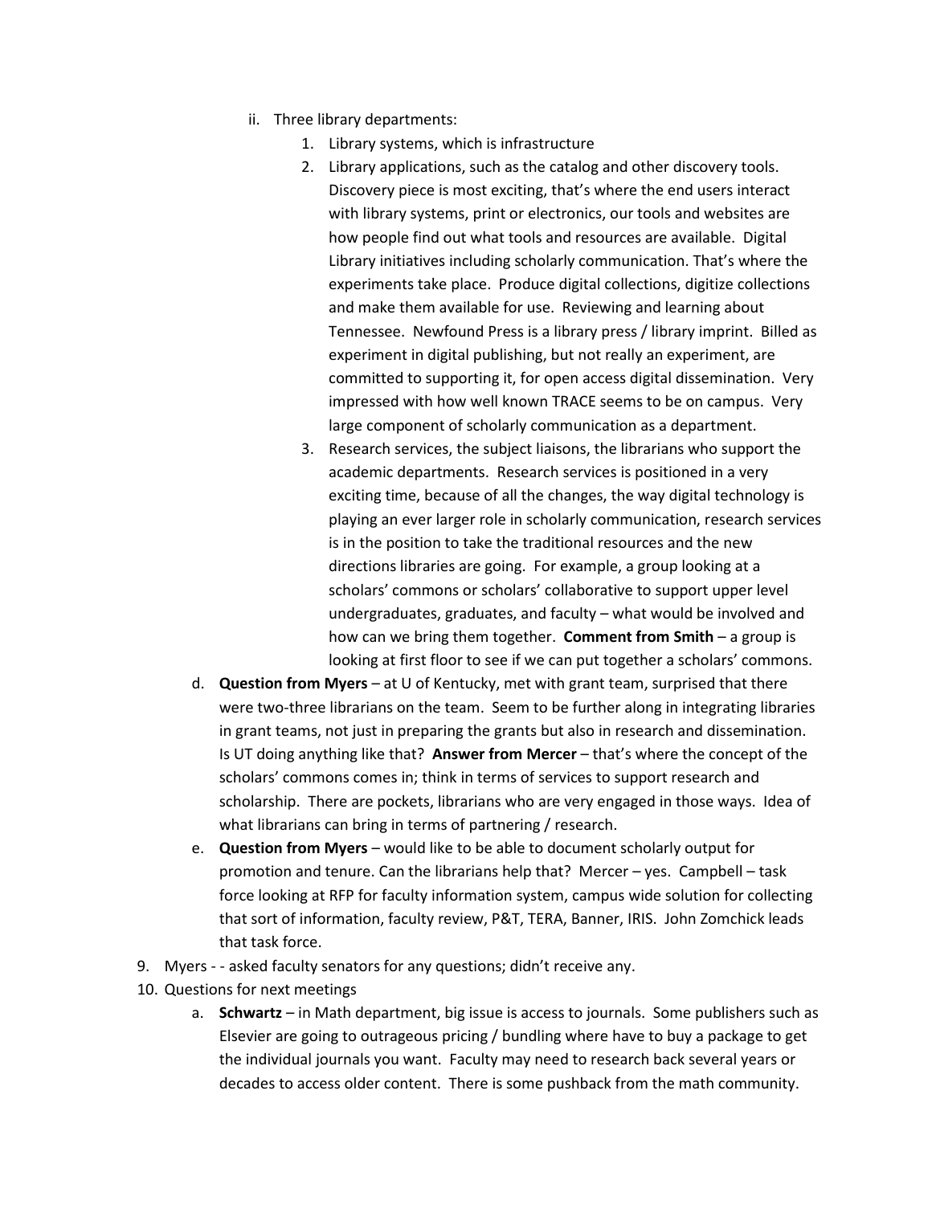ii. Three library departments:
      1. Library systems, which is infrastructure
      2. Library applications, such as the catalog and other discovery tools. Discovery piece is most exciting, that's where the end users interact with library systems, print or electronics, our tools and websites are how people find out what tools and resources are available. Digital Library initiatives including scholarly communication. That's where the experiments take place. Produce digital collections, digitize collections and make them available for use. Reviewing and learning about Tennessee. Newfound Press is a library press / library imprint. Billed as experiment in digital publishing, but not really an experiment, are committed to supporting it, for open access digital dissemination. Very impressed with how well known TRACE seems to be on campus. Very large component of scholarly communication as a department.
      3. Research services, the subject liaisons, the librarians who support the academic departments. Research services is positioned in a very exciting time, because of all the changes, the way digital technology is playing an ever larger role in scholarly communication, research services is in the position to take the traditional resources and the new directions libraries are going. For example, a group looking at a scholars' commons or scholars' collaborative to support upper level undergraduates, graduates, and faculty – what would be involved and how can we bring them together. **Comment from Smith** – a group is looking at first floor to see if we can put together a scholars' commons.

d. **Question from Myers** – at U of Kentucky, met with grant team, surprised that there were two-three librarians on the team. Seem to be further along in integrating libraries in grant teams, not just in preparing the grants but also in research and dissemination. Is UT doing anything like that? **Answer from Mercer** – that's where the concept of the scholars' commons comes in; think in terms of services to support research and scholarship. There are pockets, librarians who are very engaged in those ways. Idea of what librarians can bring in terms of partnering / research.

e. **Question from Myers** – would like to be able to document scholarly output for promotion and tenure. Can the librarians help that? Mercer – yes. Campbell – task force looking at RFP for faculty information system, campus wide solution for collecting that sort of information, faculty review, P&T, TERA, Banner, IRIS. John Zomchick leads that task force.

9. Myers - - asked faculty senators for any questions; didn't receive any.
10. Questions for next meetings
    a. **Schwartz** – in Math department, big issue is access to journals. Some publishers such as Elsevier are going to outrageous pricing / bundling where have to buy a package to get the individual journals you want. Faculty may need to research back several years or decades to access older content. There is some pushback from the math community.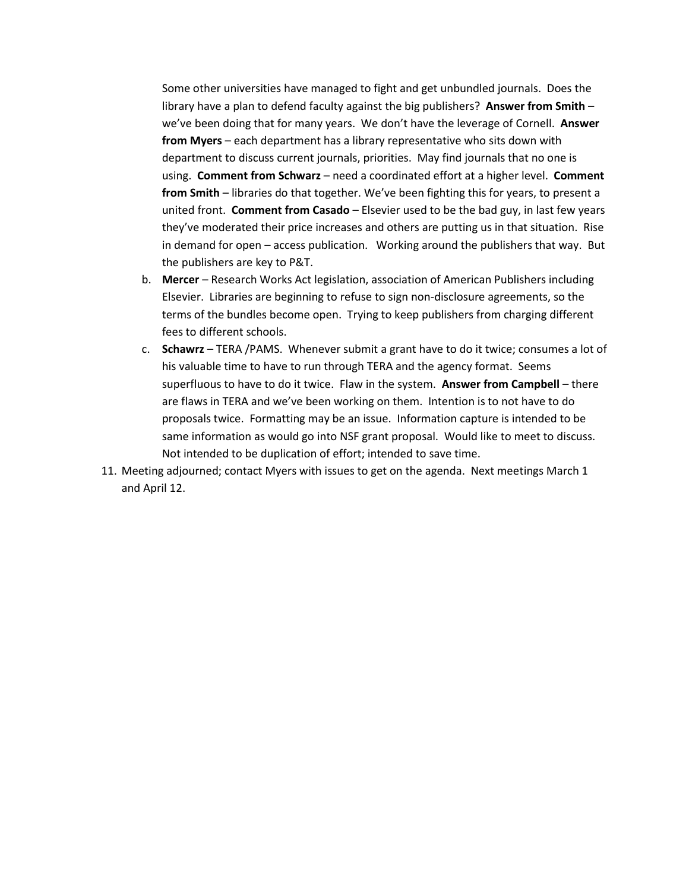Some other universities have managed to fight and get unbundled journals. Does the library have a plan to defend faculty against the big publishers? **Answer from Smith** – we've been doing that for many years. We don't have the leverage of Cornell. **Answer from Myers** – each department has a library representative who sits down with department to discuss current journals, priorities. May find journals that no one is using. **Comment from Schwarz** – need a coordinated effort at a higher level. **Comment from Smith** – libraries do that together. We've been fighting this for years, to present a united front. **Comment from Casado** – Elsevier used to be the bad guy, in last few years they've moderated their price increases and others are putting us in that situation. Rise in demand for open – access publication. Working around the publishers that way. But the publishers are key to P&T.

b. **Mercer** – Research Works Act legislation, association of American Publishers including Elsevier. Libraries are beginning to refuse to sign non-disclosure agreements, so the terms of the bundles become open. Trying to keep publishers from charging different fees to different schools.
c. **Schawrz** – TERA /PAMS. Whenever submit a grant have to do it twice; consumes a lot of his valuable time to have to run through TERA and the agency format. Seems superfluous to have to do it twice. Flaw in the system. **Answer from Campbell** – there are flaws in TERA and we've been working on them. Intention is to not have to do proposals twice. Formatting may be an issue. Information capture is intended to be same information as would go into NSF grant proposal. Would like to meet to discuss. Not intended to be duplication of effort; intended to save time.

11. Meeting adjourned; contact Myers with issues to get on the agenda. Next meetings March 1 and April 12.